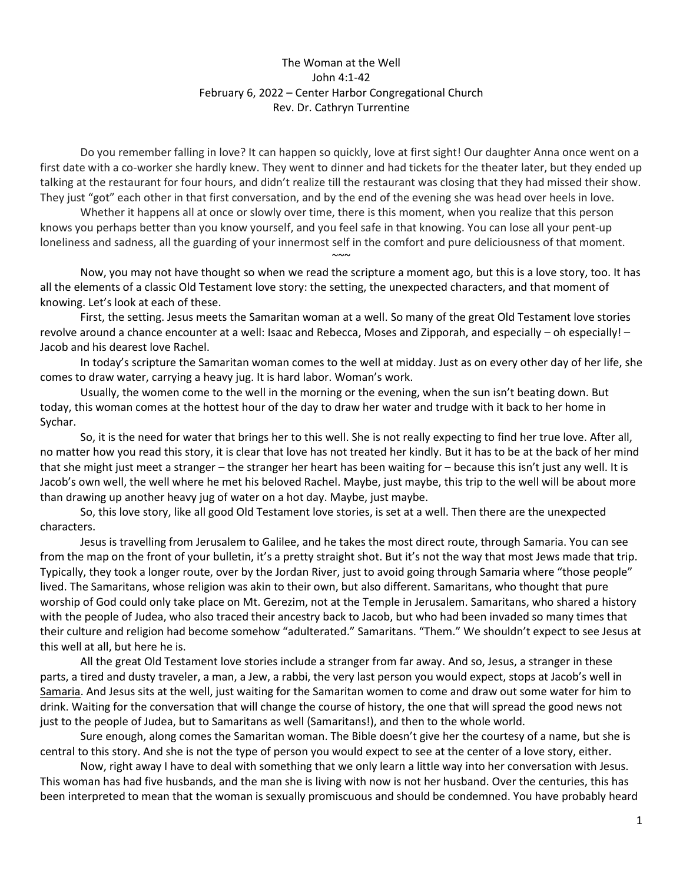# The Woman at the Well

John 4:1-42

February 6, 2022 – Center Harbor Congregational Church

Rev. Dr. Cathryn Turrentine

Do you remember falling in love? It can happen so quickly, love at first sight! Our daughter Anna once went on a first date with a co-worker she hardly knew. They went to dinner and had tickets for the theater later, but they ended up talking at the restaurant for four hours, and didn't realize till the restaurant was closing that they had missed their show. They just "got" each other in that first conversation, and by the end of the evening she was head over heels in love.

Whether it happens all at once or slowly over time, there is this moment, when you realize that this person knows you perhaps better than you know yourself, and you feel safe in that knowing. You can lose all your pent-up loneliness and sadness, all the guarding of your innermost self in the comfort and pure deliciousness of that moment.

~~~

Now, you may not have thought so when we read the scripture a moment ago, but this is a love story, too. It has all the elements of a classic Old Testament love story: the setting, the unexpected characters, and that moment of knowing. Let's look at each of these.

First, the setting. Jesus meets the Samaritan woman at a well. So many of the great Old Testament love stories revolve around a chance encounter at a well: Isaac and Rebecca, Moses and Zipporah, and especially – oh especially! – Jacob and his dearest love Rachel.

In today's scripture the Samaritan woman comes to the well at midday. Just as on every other day of her life, she comes to draw water, carrying a heavy jug. It is hard labor. Woman's work.

Usually, the women come to the well in the morning or the evening, when the sun isn't beating down. But today, this woman comes at the hottest hour of the day to draw her water and trudge with it back to her home in Sychar.

So, it is the need for water that brings her to this well. She is not really expecting to find her true love. After all, no matter how you read this story, it is clear that love has not treated her kindly. But it has to be at the back of her mind that she might just meet a stranger – the stranger her heart has been waiting for – because this isn't just any well. It is Jacob's own well, the well where he met his beloved Rachel. Maybe, just maybe, this trip to the well will be about more than drawing up another heavy jug of water on a hot day. Maybe, just maybe.

So, this love story, like all good Old Testament love stories, is set at a well. Then there are the unexpected characters.

Jesus is travelling from Jerusalem to Galilee, and he takes the most direct route, through Samaria. You can see from the map on the front of your bulletin, it's a pretty straight shot. But it's not the way that most Jews made that trip. Typically, they took a longer route, over by the Jordan River, just to avoid going through Samaria where "those people" lived. The Samaritans, whose religion was akin to their own, but also different. Samaritans, who thought that pure worship of God could only take place on Mt. Gerezim, not at the Temple in Jerusalem. Samaritans, who shared a history with the people of Judea, who also traced their ancestry back to Jacob, but who had been invaded so many times that their culture and religion had become somehow "adulterated." Samaritans. "Them." We shouldn't expect to see Jesus at this well at all, but here he is.

All the great Old Testament love stories include a stranger from far away. And so, Jesus, a stranger in these parts, a tired and dusty traveler, a man, a Jew, a rabbi, the very last person you would expect, stops at Jacob's well in Samaria. And Jesus sits at the well, just waiting for the Samaritan women to come and draw out some water for him to drink. Waiting for the conversation that will change the course of history, the one that will spread the good news not just to the people of Judea, but to Samaritans as well (Samaritans!), and then to the whole world.

Sure enough, along comes the Samaritan woman. The Bible doesn't give her the courtesy of a name, but she is central to this story. And she is not the type of person you would expect to see at the center of a love story, either.

Now, right away I have to deal with something that we only learn a little way into her conversation with Jesus. This woman has had five husbands, and the man she is living with now is not her husband. Over the centuries, this has been interpreted to mean that the woman is sexually promiscuous and should be condemned. You have probably heard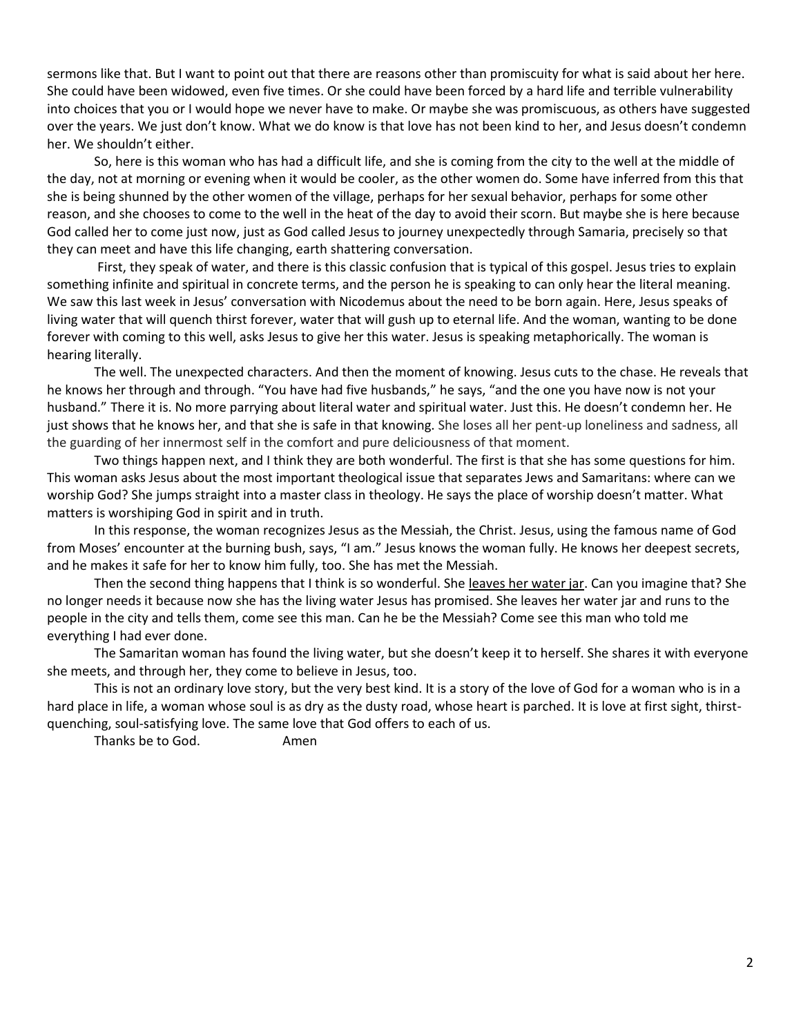sermons like that. But I want to point out that there are reasons other than promiscuity for what is said about her here. She could have been widowed, even five times. Or she could have been forced by a hard life and terrible vulnerability into choices that you or I would hope we never have to make. Or maybe she was promiscuous, as others have suggested over the years. We just don't know. What we do know is that love has not been kind to her, and Jesus doesn't condemn her. We shouldn't either.

So, here is this woman who has had a difficult life, and she is coming from the city to the well at the middle of the day, not at morning or evening when it would be cooler, as the other women do. Some have inferred from this that she is being shunned by the other women of the village, perhaps for her sexual behavior, perhaps for some other reason, and she chooses to come to the well in the heat of the day to avoid their scorn. But maybe she is here because God called her to come just now, just as God called Jesus to journey unexpectedly through Samaria, precisely so that they can meet and have this life changing, earth shattering conversation.

First, they speak of water, and there is this classic confusion that is typical of this gospel. Jesus tries to explain something infinite and spiritual in concrete terms, and the person he is speaking to can only hear the literal meaning. We saw this last week in Jesus' conversation with Nicodemus about the need to be born again. Here, Jesus speaks of living water that will quench thirst forever, water that will gush up to eternal life. And the woman, wanting to be done forever with coming to this well, asks Jesus to give her this water. Jesus is speaking metaphorically. The woman is hearing literally.

The well. The unexpected characters. And then the moment of knowing. Jesus cuts to the chase. He reveals that he knows her through and through. "You have had five husbands," he says, "and the one you have now is not your husband." There it is. No more parrying about literal water and spiritual water. Just this. He doesn't condemn her. He just shows that he knows her, and that she is safe in that knowing. She loses all her pent-up loneliness and sadness, all the guarding of her innermost self in the comfort and pure deliciousness of that moment.

Two things happen next, and I think they are both wonderful. The first is that she has some questions for him. This woman asks Jesus about the most important theological issue that separates Jews and Samaritans: where can we worship God? She jumps straight into a master class in theology. He says the place of worship doesn't matter. What matters is worshiping God in spirit and in truth.

In this response, the woman recognizes Jesus as the Messiah, the Christ. Jesus, using the famous name of God from Moses' encounter at the burning bush, says, "I am." Jesus knows the woman fully. He knows her deepest secrets, and he makes it safe for her to know him fully, too. She has met the Messiah.

Then the second thing happens that I think is so wonderful. She <u>leaves her water jar</u>. Can you imagine that? She no longer needs it because now she has the living water Jesus has promised. She leaves her water jar and runs to the people in the city and tells them, come see this man. Can he be the Messiah? Come see this man who told me everything I had ever done.

The Samaritan woman has found the living water, but she doesn't keep it to herself. She shares it with everyone she meets, and through her, they come to believe in Jesus, too.

This is not an ordinary love story, but the very best kind. It is a story of the love of God for a woman who is in a hard place in life, a woman whose soul is as dry as the dusty road, whose heart is parched. It is love at first sight, thirst-quenching, soul-satisfying love. The same love that God offers to each of us.

Thanks be to God. Amen